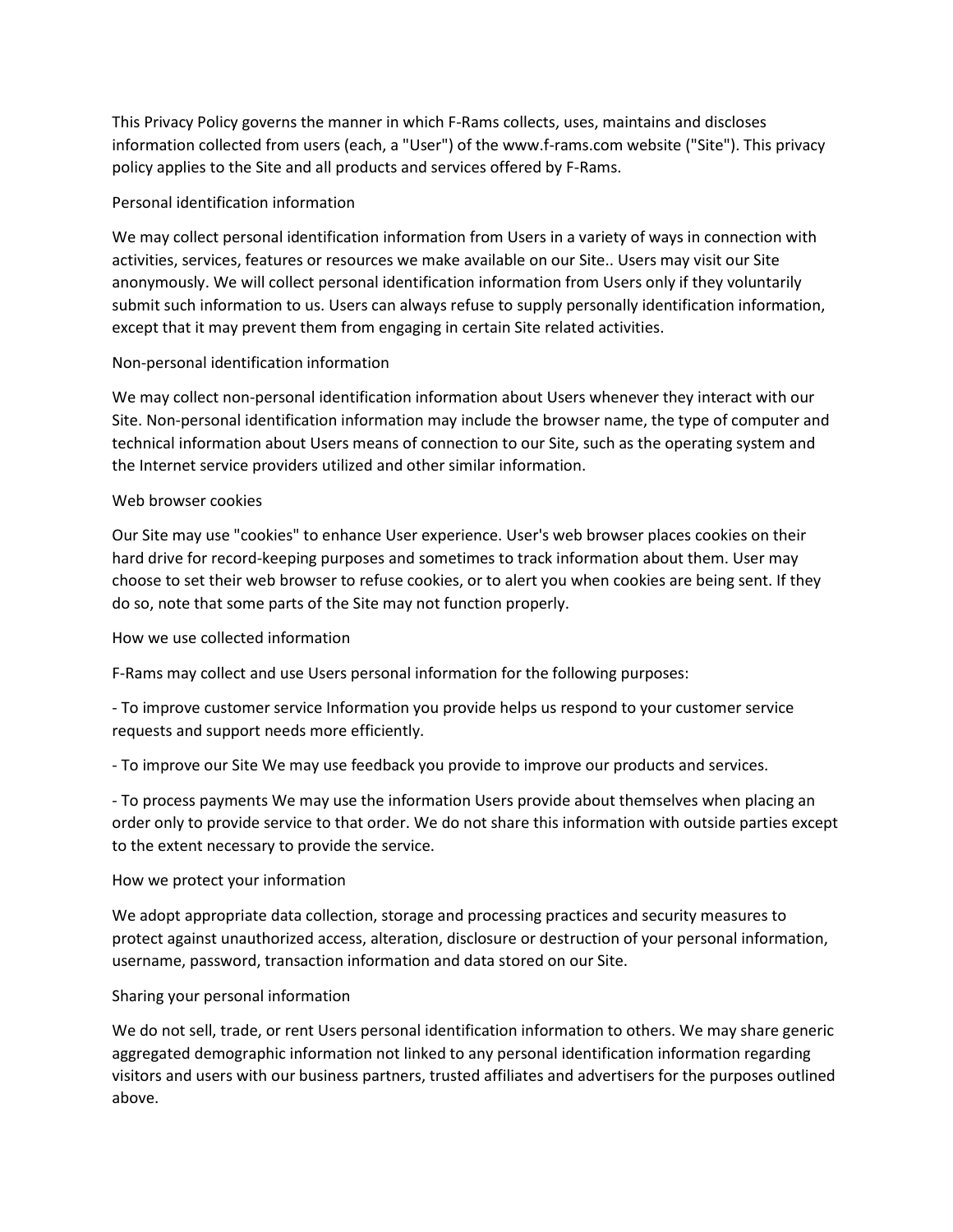This Privacy Policy governs the manner in which F-Rams collects, uses, maintains and discloses information collected from users (each, a "User") of the www.f-rams.com website ("Site"). This privacy policy applies to the Site and all products and services offered by F-Rams.

## Personal identification information

We may collect personal identification information from Users in a variety of ways in connection with activities, services, features or resources we make available on our Site.. Users may visit our Site anonymously. We will collect personal identification information from Users only if they voluntarily submit such information to us. Users can always refuse to supply personally identification information, except that it may prevent them from engaging in certain Site related activities.

## Non-personal identification information

We may collect non-personal identification information about Users whenever they interact with our Site. Non-personal identification information may include the browser name, the type of computer and technical information about Users means of connection to our Site, such as the operating system and the Internet service providers utilized and other similar information.

## Web browser cookies

Our Site may use "cookies" to enhance User experience. User's web browser places cookies on their hard drive for record-keeping purposes and sometimes to track information about them. User may choose to set their web browser to refuse cookies, or to alert you when cookies are being sent. If they do so, note that some parts of the Site may not function properly.

## How we use collected information

F-Rams may collect and use Users personal information for the following purposes:

- To improve customer service Information you provide helps us respond to your customer service requests and support needs more efficiently.

- To improve our Site We may use feedback you provide to improve our products and services.

- To process payments We may use the information Users provide about themselves when placing an order only to provide service to that order. We do not share this information with outside parties except to the extent necessary to provide the service.

## How we protect your information

We adopt appropriate data collection, storage and processing practices and security measures to protect against unauthorized access, alteration, disclosure or destruction of your personal information, username, password, transaction information and data stored on our Site.

## Sharing your personal information

We do not sell, trade, or rent Users personal identification information to others. We may share generic aggregated demographic information not linked to any personal identification information regarding visitors and users with our business partners, trusted affiliates and advertisers for the purposes outlined above.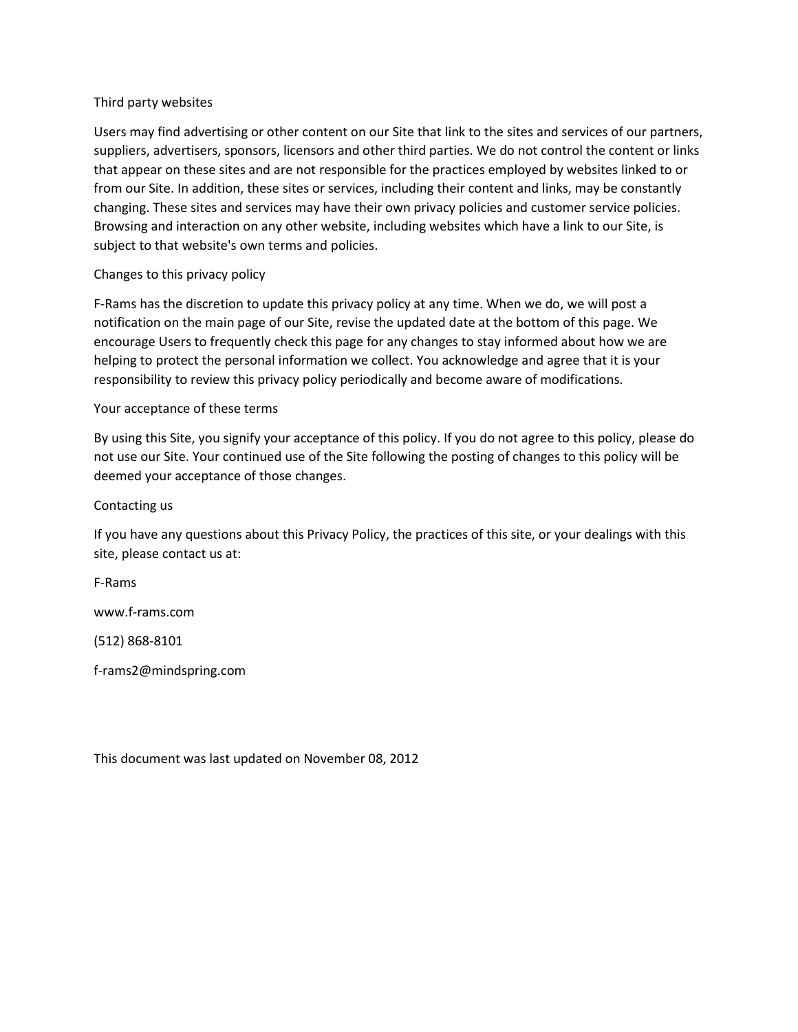## Third party websites

Users may find advertising or other content on our Site that link to the sites and services of our partners, suppliers, advertisers, sponsors, licensors and other third parties. We do not control the content or links that appear on these sites and are not responsible for the practices employed by websites linked to or from our Site. In addition, these sites or services, including their content and links, may be constantly changing. These sites and services may have their own privacy policies and customer service policies. Browsing and interaction on any other website, including websites which have a link to our Site, is subject to that website's own terms and policies.

## Changes to this privacy policy

F-Rams has the discretion to update this privacy policy at any time. When we do, we will post a notification on the main page of our Site, revise the updated date at the bottom of this page. We encourage Users to frequently check this page for any changes to stay informed about how we are helping to protect the personal information we collect. You acknowledge and agree that it is your responsibility to review this privacy policy periodically and become aware of modifications.

## Your acceptance of these terms

By using this Site, you signify your acceptance of this policy. If you do not agree to this policy, please do not use our Site. Your continued use of the Site following the posting of changes to this policy will be deemed your acceptance of those changes.

## Contacting us

If you have any questions about this Privacy Policy, the practices of this site, or your dealings with this site, please contact us at:

F-Rams

www.f-rams.com

(512) 868-8101

f-rams2@mindspring.com

This document was last updated on November 08, 2012